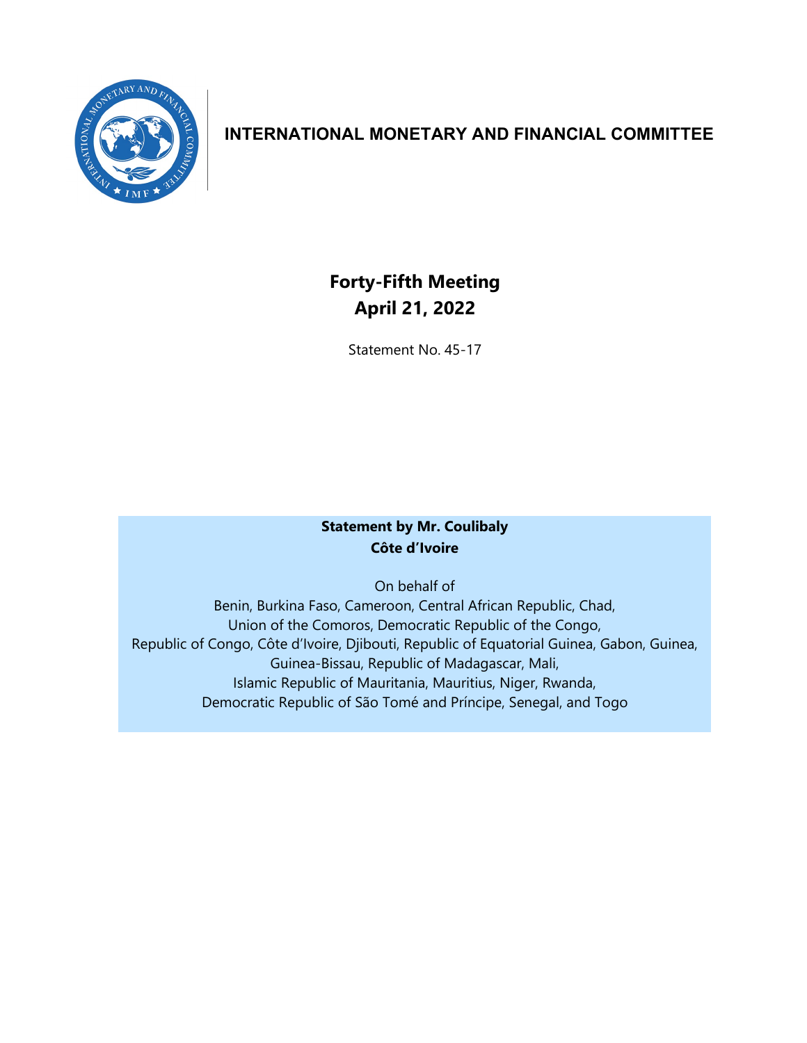# INTERNATIONAL MONETARY AND FINANCIAL COMMITTEE

## Forty-Fifth Meeting
## April 21, 2022

Statement No. 45-17

**Statement by Mr. Coulibaly**
**Côte d'Ivoire**

On behalf of
Benin, Burkina Faso, Cameroon, Central African Republic, Chad,
Union of the Comoros, Democratic Republic of the Congo,
Republic of Congo, Côte d'Ivoire, Djibouti, Republic of Equatorial Guinea, Gabon, Guinea,
Guinea-Bissau, Republic of Madagascar, Mali,
Islamic Republic of Mauritania, Mauritius, Niger, Rwanda,
Democratic Republic of São Tomé and Príncipe, Senegal, and Togo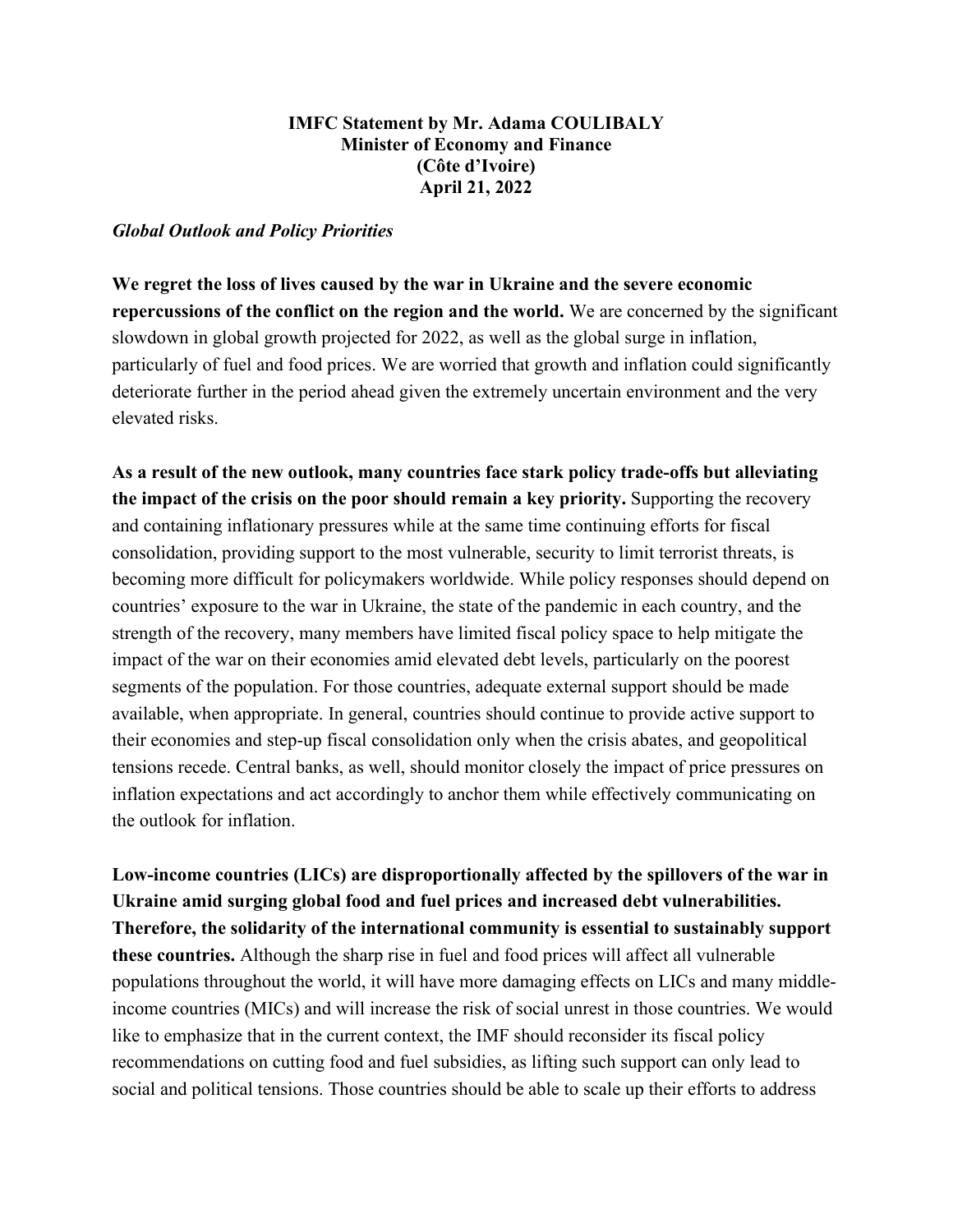**IMFC Statement by Mr. Adama COULIBALY**
**Minister of Economy and Finance**
**(Côte d'Ivoire)**
**April 21, 2022**

***Global Outlook and Policy Priorities***

**We regret the loss of lives caused by the war in Ukraine and the severe economic repercussions of the conflict on the region and the world.** We are concerned by the significant slowdown in global growth projected for 2022, as well as the global surge in inflation, particularly of fuel and food prices. We are worried that growth and inflation could significantly deteriorate further in the period ahead given the extremely uncertain environment and the very elevated risks.

**As a result of the new outlook, many countries face stark policy trade-offs but alleviating the impact of the crisis on the poor should remain a key priority.** Supporting the recovery and containing inflationary pressures while at the same time continuing efforts for fiscal consolidation, providing support to the most vulnerable, security to limit terrorist threats, is becoming more difficult for policymakers worldwide. While policy responses should depend on countries' exposure to the war in Ukraine, the state of the pandemic in each country, and the strength of the recovery, many members have limited fiscal policy space to help mitigate the impact of the war on their economies amid elevated debt levels, particularly on the poorest segments of the population. For those countries, adequate external support should be made available, when appropriate. In general, countries should continue to provide active support to their economies and step-up fiscal consolidation only when the crisis abates, and geopolitical tensions recede. Central banks, as well, should monitor closely the impact of price pressures on inflation expectations and act accordingly to anchor them while effectively communicating on the outlook for inflation.

**Low-income countries (LICs) are disproportionally affected by the spillovers of the war in Ukraine amid surging global food and fuel prices and increased debt vulnerabilities. Therefore, the solidarity of the international community is essential to sustainably support these countries.** Although the sharp rise in fuel and food prices will affect all vulnerable populations throughout the world, it will have more damaging effects on LICs and many middle-income countries (MICs) and will increase the risk of social unrest in those countries. We would like to emphasize that in the current context, the IMF should reconsider its fiscal policy recommendations on cutting food and fuel subsidies, as lifting such support can only lead to social and political tensions. Those countries should be able to scale up their efforts to address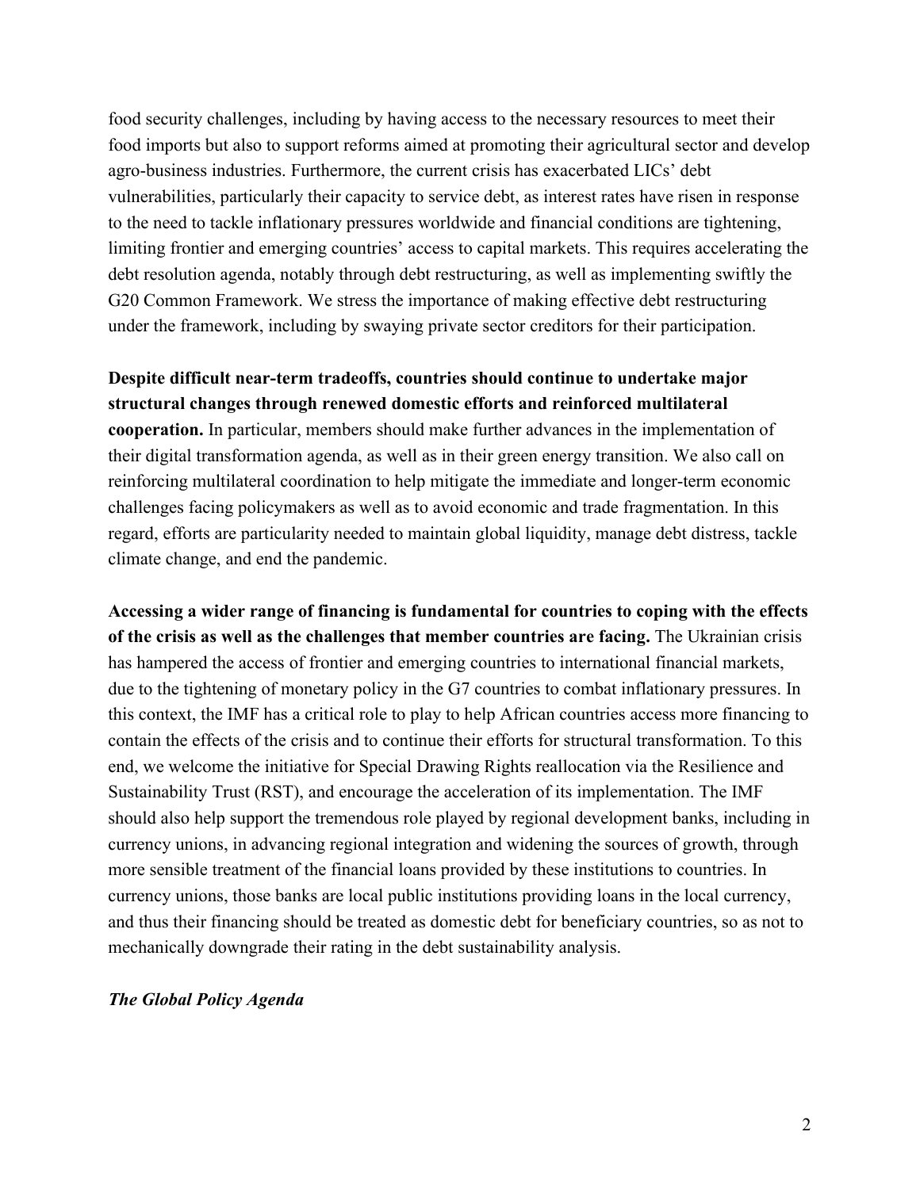food security challenges, including by having access to the necessary resources to meet their food imports but also to support reforms aimed at promoting their agricultural sector and develop agro-business industries. Furthermore, the current crisis has exacerbated LICs' debt vulnerabilities, particularly their capacity to service debt, as interest rates have risen in response to the need to tackle inflationary pressures worldwide and financial conditions are tightening, limiting frontier and emerging countries' access to capital markets. This requires accelerating the debt resolution agenda, notably through debt restructuring, as well as implementing swiftly the G20 Common Framework. We stress the importance of making effective debt restructuring under the framework, including by swaying private sector creditors for their participation.

**Despite difficult near-term tradeoffs, countries should continue to undertake major structural changes through renewed domestic efforts and reinforced multilateral cooperation.** In particular, members should make further advances in the implementation of their digital transformation agenda, as well as in their green energy transition. We also call on reinforcing multilateral coordination to help mitigate the immediate and longer-term economic challenges facing policymakers as well as to avoid economic and trade fragmentation. In this regard, efforts are particularity needed to maintain global liquidity, manage debt distress, tackle climate change, and end the pandemic.

**Accessing a wider range of financing is fundamental for countries to coping with the effects of the crisis as well as the challenges that member countries are facing.** The Ukrainian crisis has hampered the access of frontier and emerging countries to international financial markets, due to the tightening of monetary policy in the G7 countries to combat inflationary pressures. In this context, the IMF has a critical role to play to help African countries access more financing to contain the effects of the crisis and to continue their efforts for structural transformation. To this end, we welcome the initiative for Special Drawing Rights reallocation via the Resilience and Sustainability Trust (RST), and encourage the acceleration of its implementation. The IMF should also help support the tremendous role played by regional development banks, including in currency unions, in advancing regional integration and widening the sources of growth, through more sensible treatment of the financial loans provided by these institutions to countries. In currency unions, those banks are local public institutions providing loans in the local currency, and thus their financing should be treated as domestic debt for beneficiary countries, so as not to mechanically downgrade their rating in the debt sustainability analysis.

***The Global Policy Agenda***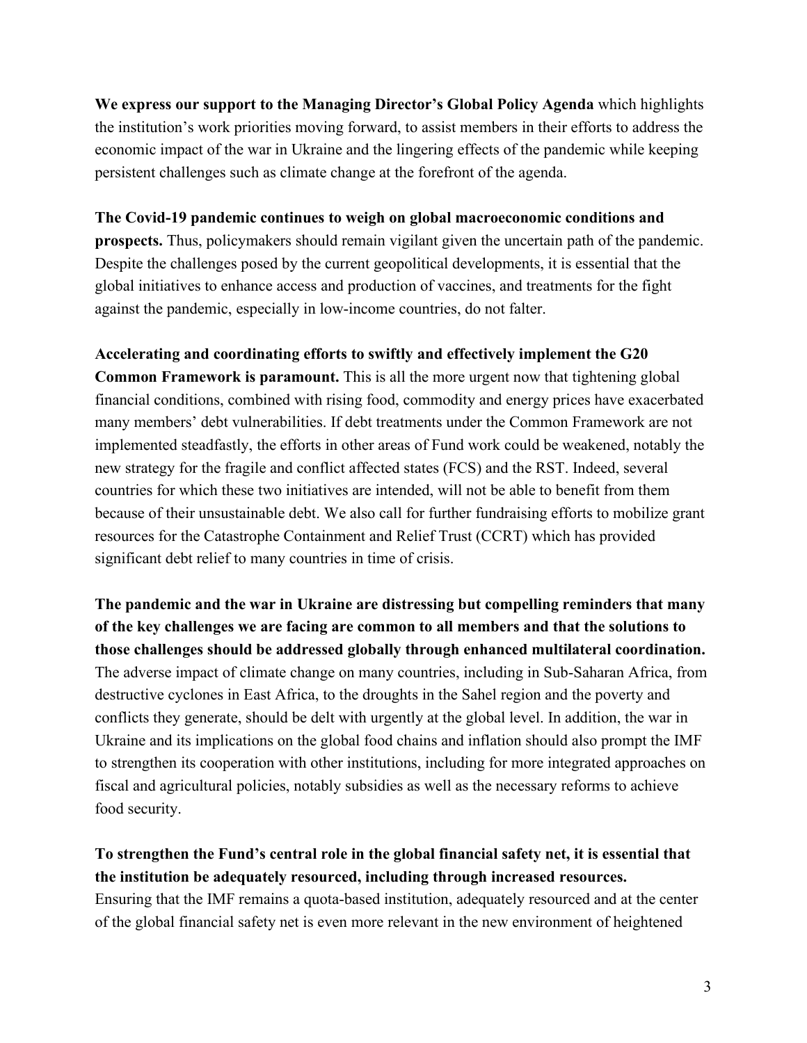**We express our support to the Managing Director's Global Policy Agenda** which highlights the institution's work priorities moving forward, to assist members in their efforts to address the economic impact of the war in Ukraine and the lingering effects of the pandemic while keeping persistent challenges such as climate change at the forefront of the agenda.

**The Covid-19 pandemic continues to weigh on global macroeconomic conditions and prospects.** Thus, policymakers should remain vigilant given the uncertain path of the pandemic. Despite the challenges posed by the current geopolitical developments, it is essential that the global initiatives to enhance access and production of vaccines, and treatments for the fight against the pandemic, especially in low-income countries, do not falter.

**Accelerating and coordinating efforts to swiftly and effectively implement the G20 Common Framework is paramount.** This is all the more urgent now that tightening global financial conditions, combined with rising food, commodity and energy prices have exacerbated many members' debt vulnerabilities. If debt treatments under the Common Framework are not implemented steadfastly, the efforts in other areas of Fund work could be weakened, notably the new strategy for the fragile and conflict affected states (FCS) and the RST. Indeed, several countries for which these two initiatives are intended, will not be able to benefit from them because of their unsustainable debt. We also call for further fundraising efforts to mobilize grant resources for the Catastrophe Containment and Relief Trust (CCRT) which has provided significant debt relief to many countries in time of crisis.

**The pandemic and the war in Ukraine are distressing but compelling reminders that many of the key challenges we are facing are common to all members and that the solutions to those challenges should be addressed globally through enhanced multilateral coordination.** The adverse impact of climate change on many countries, including in Sub-Saharan Africa, from destructive cyclones in East Africa, to the droughts in the Sahel region and the poverty and conflicts they generate, should be delt with urgently at the global level. In addition, the war in Ukraine and its implications on the global food chains and inflation should also prompt the IMF to strengthen its cooperation with other institutions, including for more integrated approaches on fiscal and agricultural policies, notably subsidies as well as the necessary reforms to achieve food security.

**To strengthen the Fund's central role in the global financial safety net, it is essential that the institution be adequately resourced, including through increased resources.** Ensuring that the IMF remains a quota-based institution, adequately resourced and at the center of the global financial safety net is even more relevant in the new environment of heightened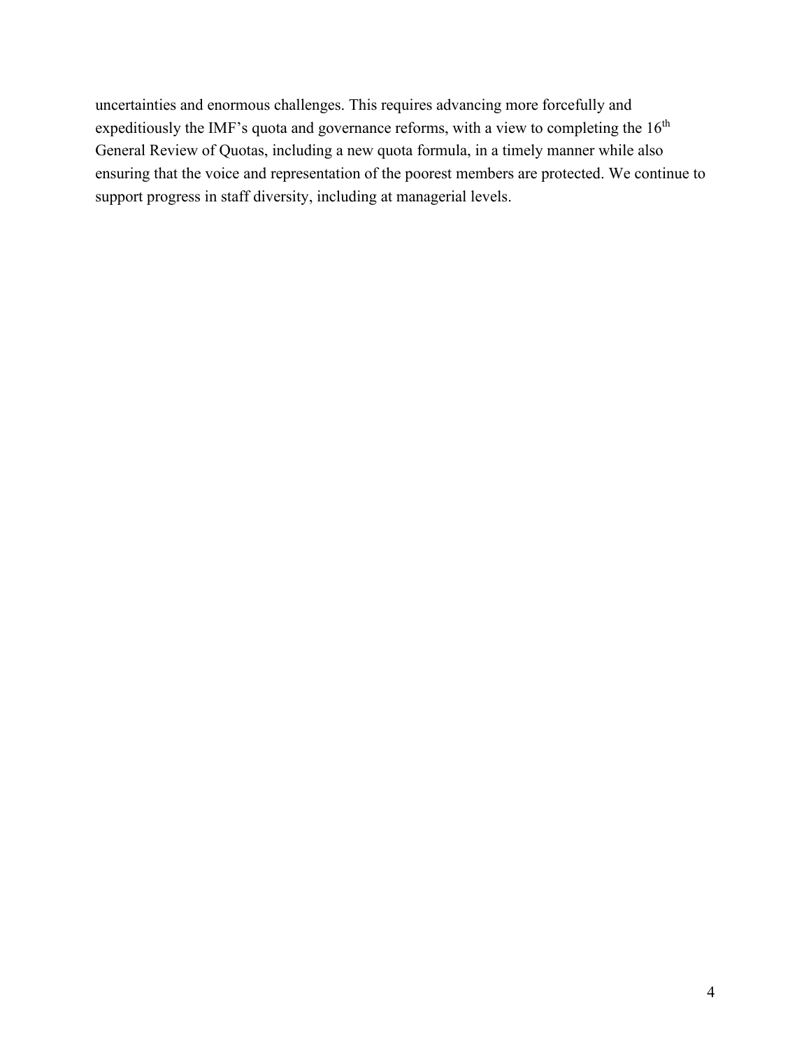uncertainties and enormous challenges. This requires advancing more forcefully and expeditiously the IMF's quota and governance reforms, with a view to completing the 16th General Review of Quotas, including a new quota formula, in a timely manner while also ensuring that the voice and representation of the poorest members are protected. We continue to support progress in staff diversity, including at managerial levels.